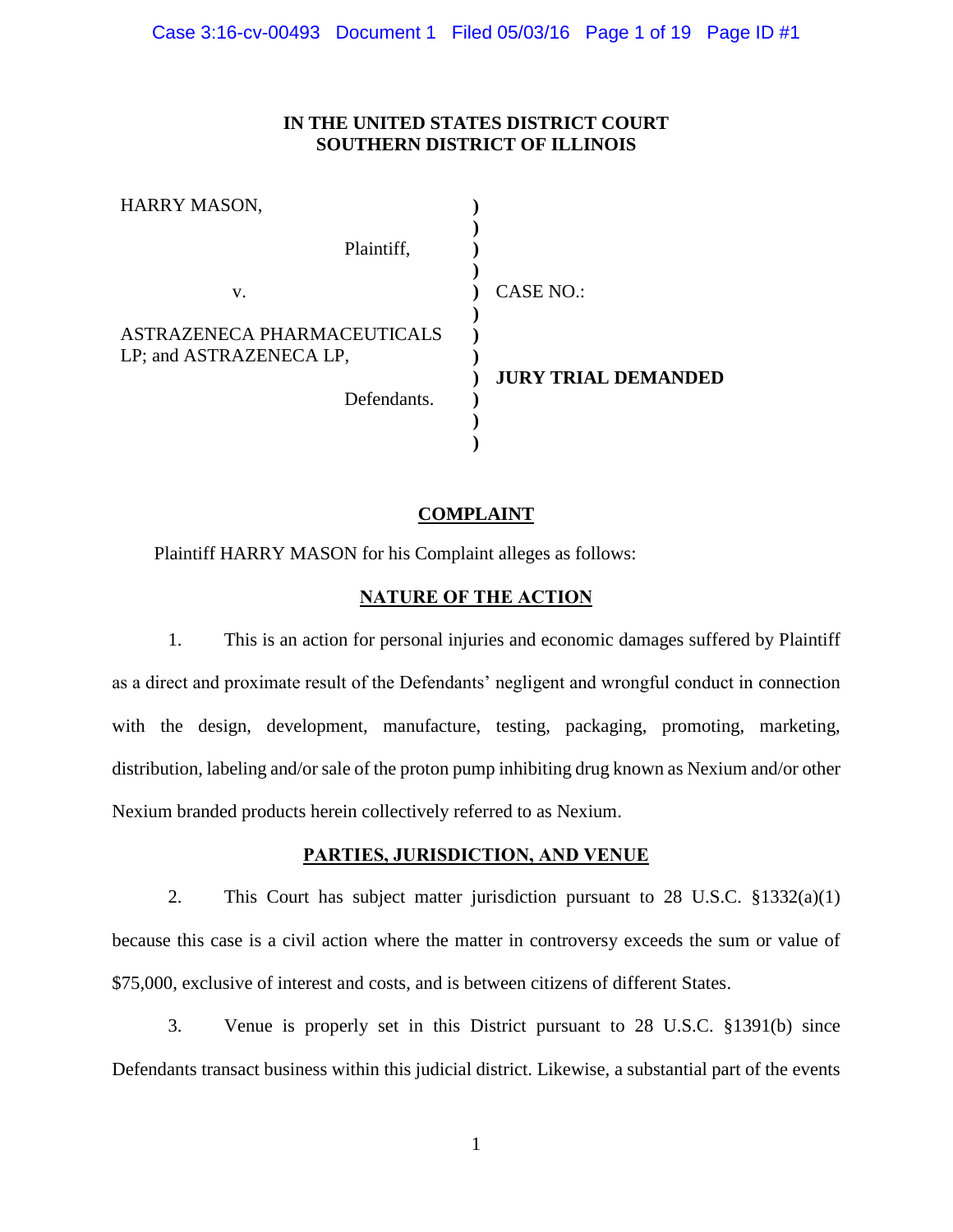**IN THE UNITED STATES DISTRICT COURT**
**SOUTHERN DISTRICT OF ILLINOIS**

| | | |
|---|---|---|
| HARRY MASON, | ) | |
| | ) | |
| Plaintiff, | ) | |
| | ) | |
| v. | ) | CASE NO.: |
| | ) | |
| ASTRAZENECA PHARMACEUTICALS LP; and ASTRAZENECA LP, | ) | |
| | ) | **JURY TRIAL DEMANDED** |
| Defendants. | ) | |
| | ) | |
| | ) | |

## COMPLAINT

Plaintiff HARRY MASON for his Complaint alleges as follows:

## NATURE OF THE ACTION

1. This is an action for personal injuries and economic damages suffered by Plaintiff as a direct and proximate result of the Defendants' negligent and wrongful conduct in connection with the design, development, manufacture, testing, packaging, promoting, marketing, distribution, labeling and/or sale of the proton pump inhibiting drug known as Nexium and/or other Nexium branded products herein collectively referred to as Nexium.

## PARTIES, JURISDICTION, AND VENUE

2. This Court has subject matter jurisdiction pursuant to 28 U.S.C. §1332(a)(1) because this case is a civil action where the matter in controversy exceeds the sum or value of $75,000, exclusive of interest and costs, and is between citizens of different States.

3. Venue is properly set in this District pursuant to 28 U.S.C. §1391(b) since Defendants transact business within this judicial district. Likewise, a substantial part of the events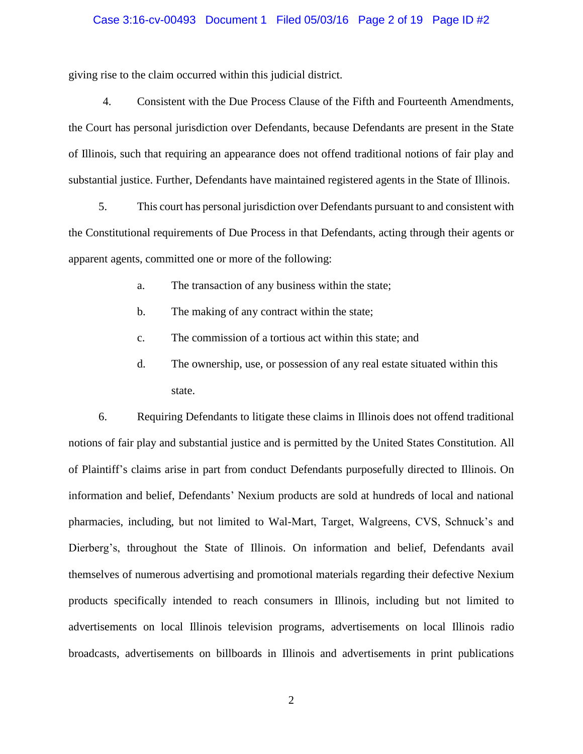giving rise to the claim occurred within this judicial district.

4. Consistent with the Due Process Clause of the Fifth and Fourteenth Amendments, the Court has personal jurisdiction over Defendants, because Defendants are present in the State of Illinois, such that requiring an appearance does not offend traditional notions of fair play and substantial justice. Further, Defendants have maintained registered agents in the State of Illinois.

5. This court has personal jurisdiction over Defendants pursuant to and consistent with the Constitutional requirements of Due Process in that Defendants, acting through their agents or apparent agents, committed one or more of the following:

   a. The transaction of any business within the state;

   b. The making of any contract within the state;

   c. The commission of a tortious act within this state; and

   d. The ownership, use, or possession of any real estate situated within this state.

6. Requiring Defendants to litigate these claims in Illinois does not offend traditional notions of fair play and substantial justice and is permitted by the United States Constitution. All of Plaintiff's claims arise in part from conduct Defendants purposefully directed to Illinois. On information and belief, Defendants' Nexium products are sold at hundreds of local and national pharmacies, including, but not limited to Wal-Mart, Target, Walgreens, CVS, Schnuck's and Dierberg's, throughout the State of Illinois. On information and belief, Defendants avail themselves of numerous advertising and promotional materials regarding their defective Nexium products specifically intended to reach consumers in Illinois, including but not limited to advertisements on local Illinois television programs, advertisements on local Illinois radio broadcasts, advertisements on billboards in Illinois and advertisements in print publications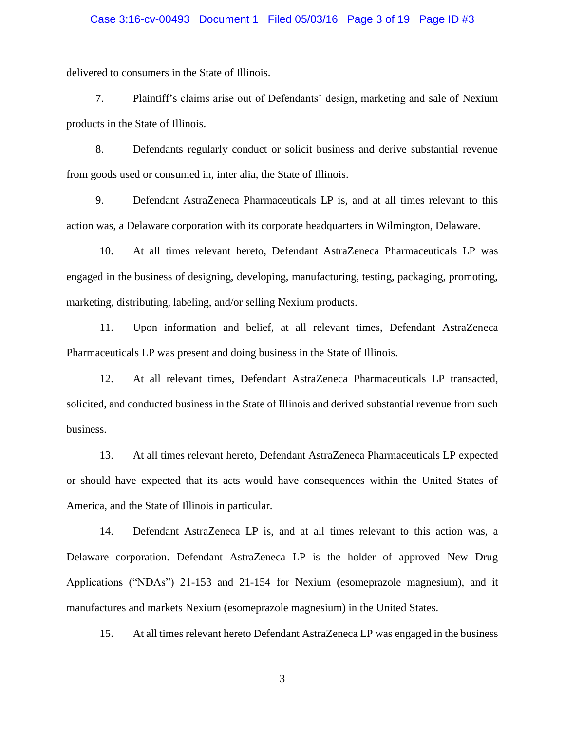delivered to consumers in the State of Illinois.

7. Plaintiff's claims arise out of Defendants' design, marketing and sale of Nexium products in the State of Illinois.

8. Defendants regularly conduct or solicit business and derive substantial revenue from goods used or consumed in, inter alia, the State of Illinois.

9. Defendant AstraZeneca Pharmaceuticals LP is, and at all times relevant to this action was, a Delaware corporation with its corporate headquarters in Wilmington, Delaware.

10. At all times relevant hereto, Defendant AstraZeneca Pharmaceuticals LP was engaged in the business of designing, developing, manufacturing, testing, packaging, promoting, marketing, distributing, labeling, and/or selling Nexium products.

11. Upon information and belief, at all relevant times, Defendant AstraZeneca Pharmaceuticals LP was present and doing business in the State of Illinois.

12. At all relevant times, Defendant AstraZeneca Pharmaceuticals LP transacted, solicited, and conducted business in the State of Illinois and derived substantial revenue from such business.

13. At all times relevant hereto, Defendant AstraZeneca Pharmaceuticals LP expected or should have expected that its acts would have consequences within the United States of America, and the State of Illinois in particular.

14. Defendant AstraZeneca LP is, and at all times relevant to this action was, a Delaware corporation. Defendant AstraZeneca LP is the holder of approved New Drug Applications ("NDAs") 21-153 and 21-154 for Nexium (esomeprazole magnesium), and it manufactures and markets Nexium (esomeprazole magnesium) in the United States.

15. At all times relevant hereto Defendant AstraZeneca LP was engaged in the business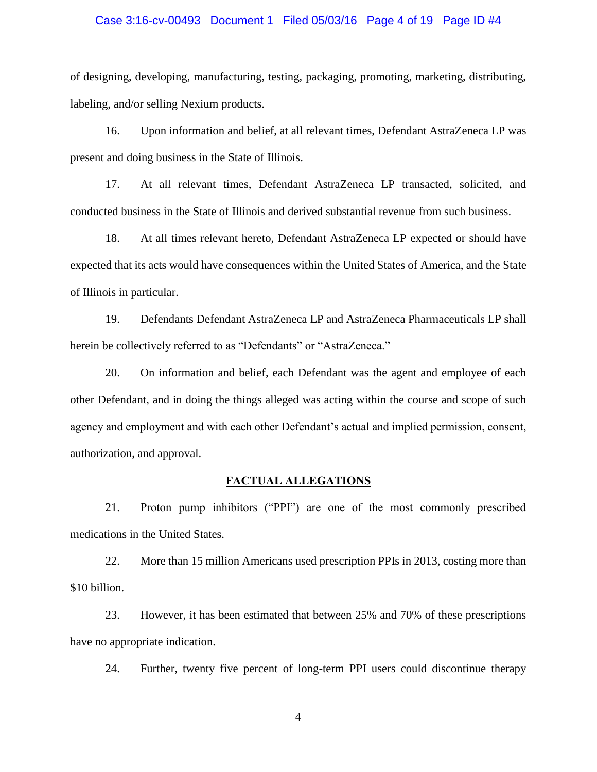of designing, developing, manufacturing, testing, packaging, promoting, marketing, distributing, labeling, and/or selling Nexium products.

16. Upon information and belief, at all relevant times, Defendant AstraZeneca LP was present and doing business in the State of Illinois.

17. At all relevant times, Defendant AstraZeneca LP transacted, solicited, and conducted business in the State of Illinois and derived substantial revenue from such business.

18. At all times relevant hereto, Defendant AstraZeneca LP expected or should have expected that its acts would have consequences within the United States of America, and the State of Illinois in particular.

19. Defendants Defendant AstraZeneca LP and AstraZeneca Pharmaceuticals LP shall herein be collectively referred to as "Defendants" or "AstraZeneca."

20. On information and belief, each Defendant was the agent and employee of each other Defendant, and in doing the things alleged was acting within the course and scope of such agency and employment and with each other Defendant's actual and implied permission, consent, authorization, and approval.

## FACTUAL ALLEGATIONS

21. Proton pump inhibitors ("PPI") are one of the most commonly prescribed medications in the United States.

22. More than 15 million Americans used prescription PPIs in 2013, costing more than $10 billion.

23. However, it has been estimated that between 25% and 70% of these prescriptions have no appropriate indication.

24. Further, twenty five percent of long-term PPI users could discontinue therapy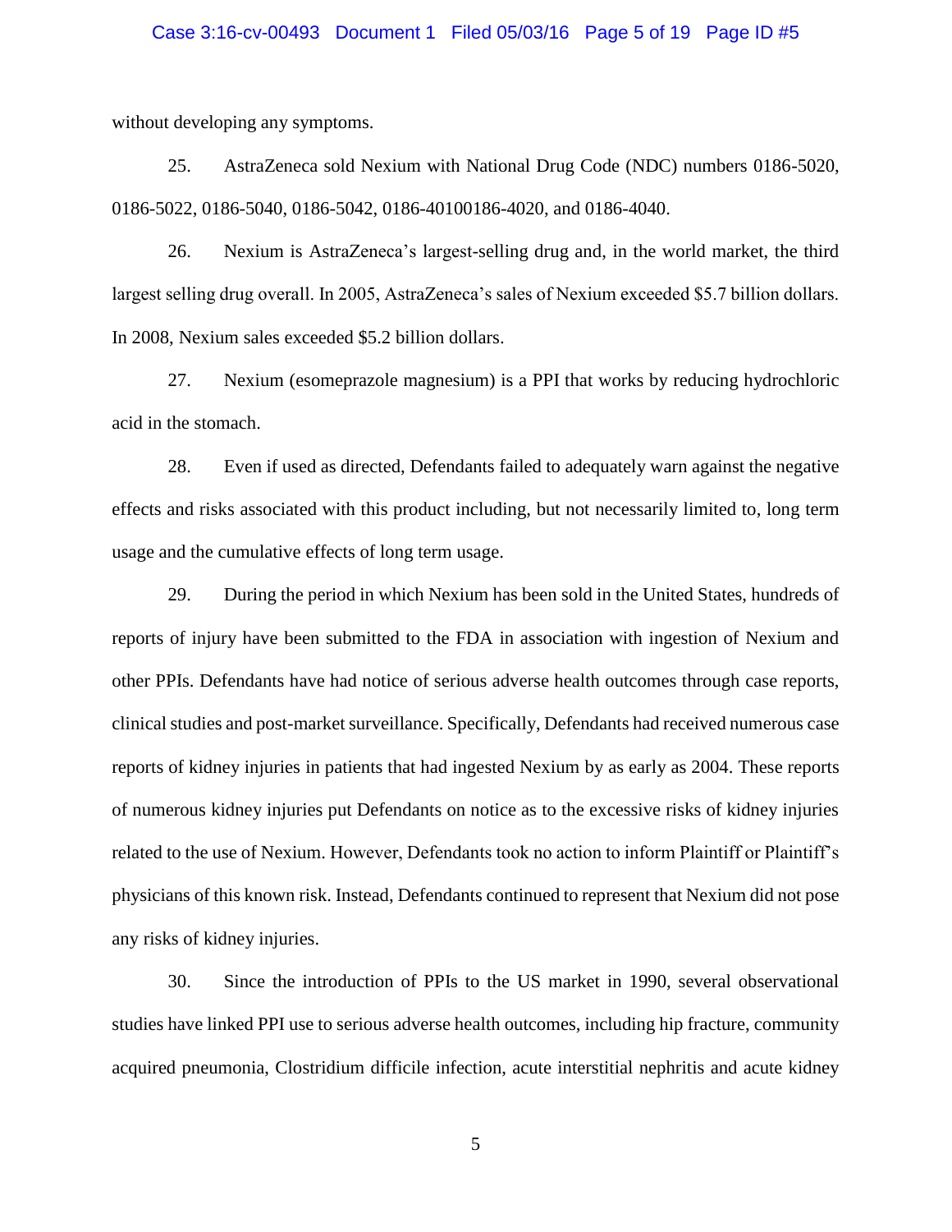without developing any symptoms.

25. AstraZeneca sold Nexium with National Drug Code (NDC) numbers 0186-5020, 0186-5022, 0186-5040, 0186-5042, 0186-40100186-4020, and 0186-4040.

26. Nexium is AstraZeneca's largest-selling drug and, in the world market, the third largest selling drug overall. In 2005, AstraZeneca's sales of Nexium exceeded $5.7 billion dollars. In 2008, Nexium sales exceeded $5.2 billion dollars.

27. Nexium (esomeprazole magnesium) is a PPI that works by reducing hydrochloric acid in the stomach.

28. Even if used as directed, Defendants failed to adequately warn against the negative effects and risks associated with this product including, but not necessarily limited to, long term usage and the cumulative effects of long term usage.

29. During the period in which Nexium has been sold in the United States, hundreds of reports of injury have been submitted to the FDA in association with ingestion of Nexium and other PPIs. Defendants have had notice of serious adverse health outcomes through case reports, clinical studies and post-market surveillance. Specifically, Defendants had received numerous case reports of kidney injuries in patients that had ingested Nexium by as early as 2004. These reports of numerous kidney injuries put Defendants on notice as to the excessive risks of kidney injuries related to the use of Nexium. However, Defendants took no action to inform Plaintiff or Plaintiff's physicians of this known risk. Instead, Defendants continued to represent that Nexium did not pose any risks of kidney injuries.

30. Since the introduction of PPIs to the US market in 1990, several observational studies have linked PPI use to serious adverse health outcomes, including hip fracture, community acquired pneumonia, Clostridium difficile infection, acute interstitial nephritis and acute kidney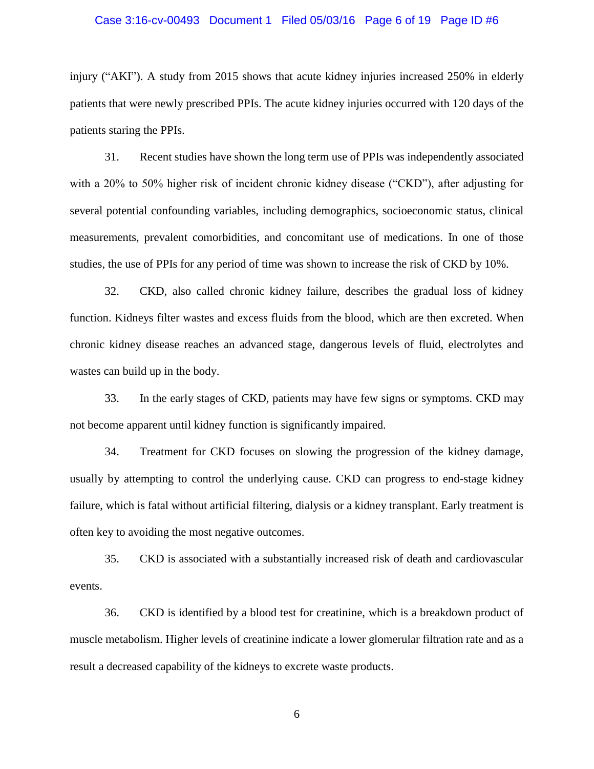injury ("AKI"). A study from 2015 shows that acute kidney injuries increased 250% in elderly patients that were newly prescribed PPIs. The acute kidney injuries occurred with 120 days of the patients staring the PPIs.

31. Recent studies have shown the long term use of PPIs was independently associated with a 20% to 50% higher risk of incident chronic kidney disease ("CKD"), after adjusting for several potential confounding variables, including demographics, socioeconomic status, clinical measurements, prevalent comorbidities, and concomitant use of medications. In one of those studies, the use of PPIs for any period of time was shown to increase the risk of CKD by 10%.

32. CKD, also called chronic kidney failure, describes the gradual loss of kidney function. Kidneys filter wastes and excess fluids from the blood, which are then excreted. When chronic kidney disease reaches an advanced stage, dangerous levels of fluid, electrolytes and wastes can build up in the body.

33. In the early stages of CKD, patients may have few signs or symptoms. CKD may not become apparent until kidney function is significantly impaired.

34. Treatment for CKD focuses on slowing the progression of the kidney damage, usually by attempting to control the underlying cause. CKD can progress to end-stage kidney failure, which is fatal without artificial filtering, dialysis or a kidney transplant. Early treatment is often key to avoiding the most negative outcomes.

35. CKD is associated with a substantially increased risk of death and cardiovascular events.

36. CKD is identified by a blood test for creatinine, which is a breakdown product of muscle metabolism. Higher levels of creatinine indicate a lower glomerular filtration rate and as a result a decreased capability of the kidneys to excrete waste products.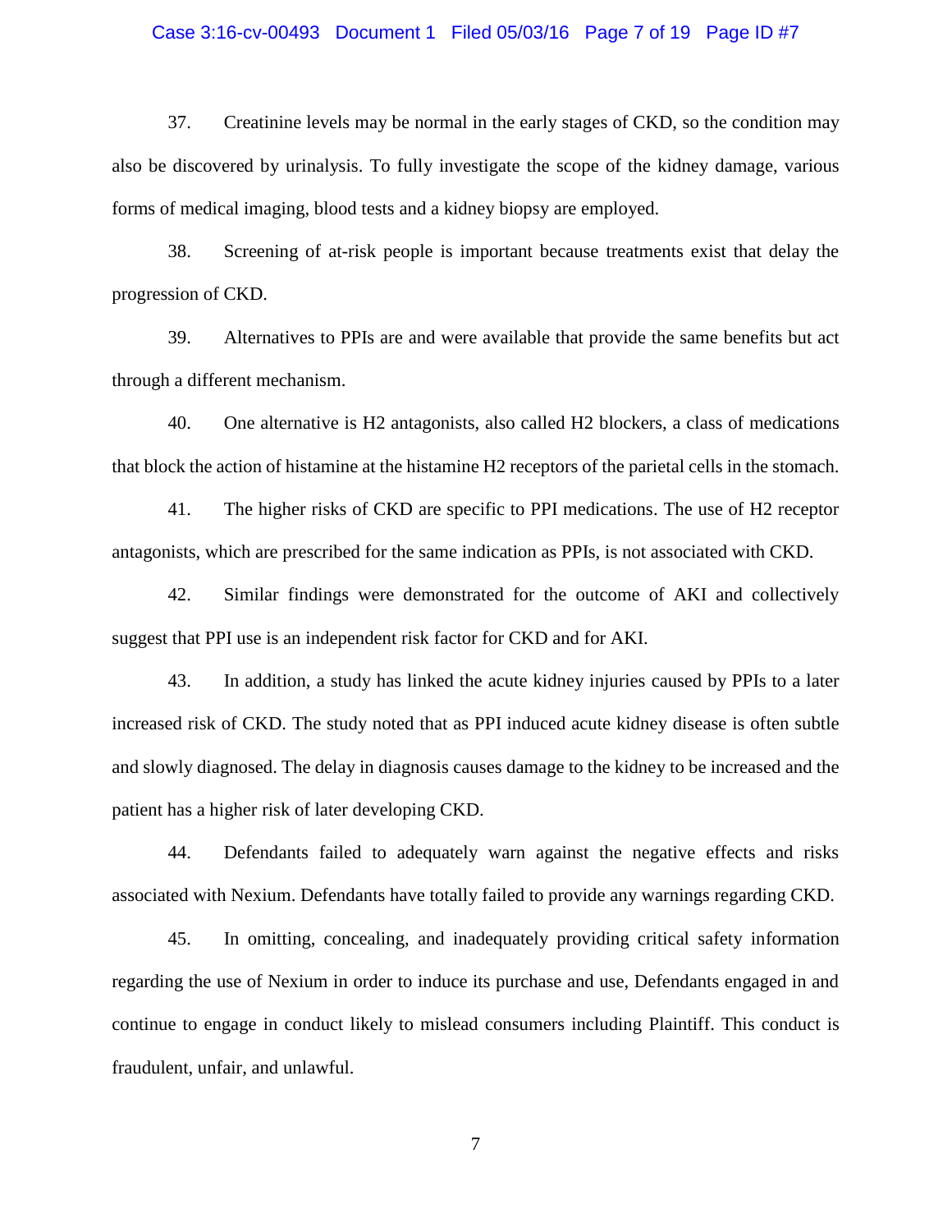37. Creatinine levels may be normal in the early stages of CKD, so the condition may also be discovered by urinalysis. To fully investigate the scope of the kidney damage, various forms of medical imaging, blood tests and a kidney biopsy are employed.

38. Screening of at-risk people is important because treatments exist that delay the progression of CKD.

39. Alternatives to PPIs are and were available that provide the same benefits but act through a different mechanism.

40. One alternative is H2 antagonists, also called H2 blockers, a class of medications that block the action of histamine at the histamine H2 receptors of the parietal cells in the stomach.

41. The higher risks of CKD are specific to PPI medications. The use of H2 receptor antagonists, which are prescribed for the same indication as PPIs, is not associated with CKD.

42. Similar findings were demonstrated for the outcome of AKI and collectively suggest that PPI use is an independent risk factor for CKD and for AKI.

43. In addition, a study has linked the acute kidney injuries caused by PPIs to a later increased risk of CKD. The study noted that as PPI induced acute kidney disease is often subtle and slowly diagnosed. The delay in diagnosis causes damage to the kidney to be increased and the patient has a higher risk of later developing CKD.

44. Defendants failed to adequately warn against the negative effects and risks associated with Nexium. Defendants have totally failed to provide any warnings regarding CKD.

45. In omitting, concealing, and inadequately providing critical safety information regarding the use of Nexium in order to induce its purchase and use, Defendants engaged in and continue to engage in conduct likely to mislead consumers including Plaintiff. This conduct is fraudulent, unfair, and unlawful.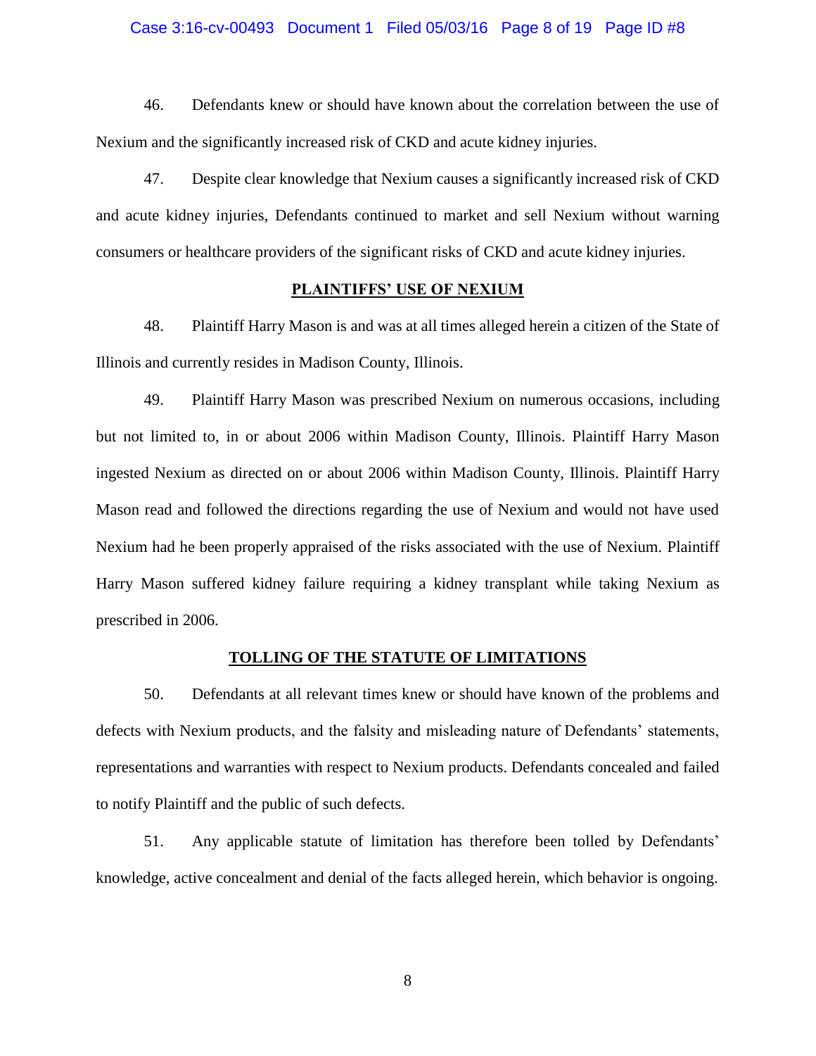46. Defendants knew or should have known about the correlation between the use of Nexium and the significantly increased risk of CKD and acute kidney injuries.

47. Despite clear knowledge that Nexium causes a significantly increased risk of CKD and acute kidney injuries, Defendants continued to market and sell Nexium without warning consumers or healthcare providers of the significant risks of CKD and acute kidney injuries.

## PLAINTIFFS' USE OF NEXIUM

48. Plaintiff Harry Mason is and was at all times alleged herein a citizen of the State of Illinois and currently resides in Madison County, Illinois.

49. Plaintiff Harry Mason was prescribed Nexium on numerous occasions, including but not limited to, in or about 2006 within Madison County, Illinois. Plaintiff Harry Mason ingested Nexium as directed on or about 2006 within Madison County, Illinois. Plaintiff Harry Mason read and followed the directions regarding the use of Nexium and would not have used Nexium had he been properly appraised of the risks associated with the use of Nexium. Plaintiff Harry Mason suffered kidney failure requiring a kidney transplant while taking Nexium as prescribed in 2006.

## TOLLING OF THE STATUTE OF LIMITATIONS

50. Defendants at all relevant times knew or should have known of the problems and defects with Nexium products, and the falsity and misleading nature of Defendants' statements, representations and warranties with respect to Nexium products. Defendants concealed and failed to notify Plaintiff and the public of such defects.

51. Any applicable statute of limitation has therefore been tolled by Defendants' knowledge, active concealment and denial of the facts alleged herein, which behavior is ongoing.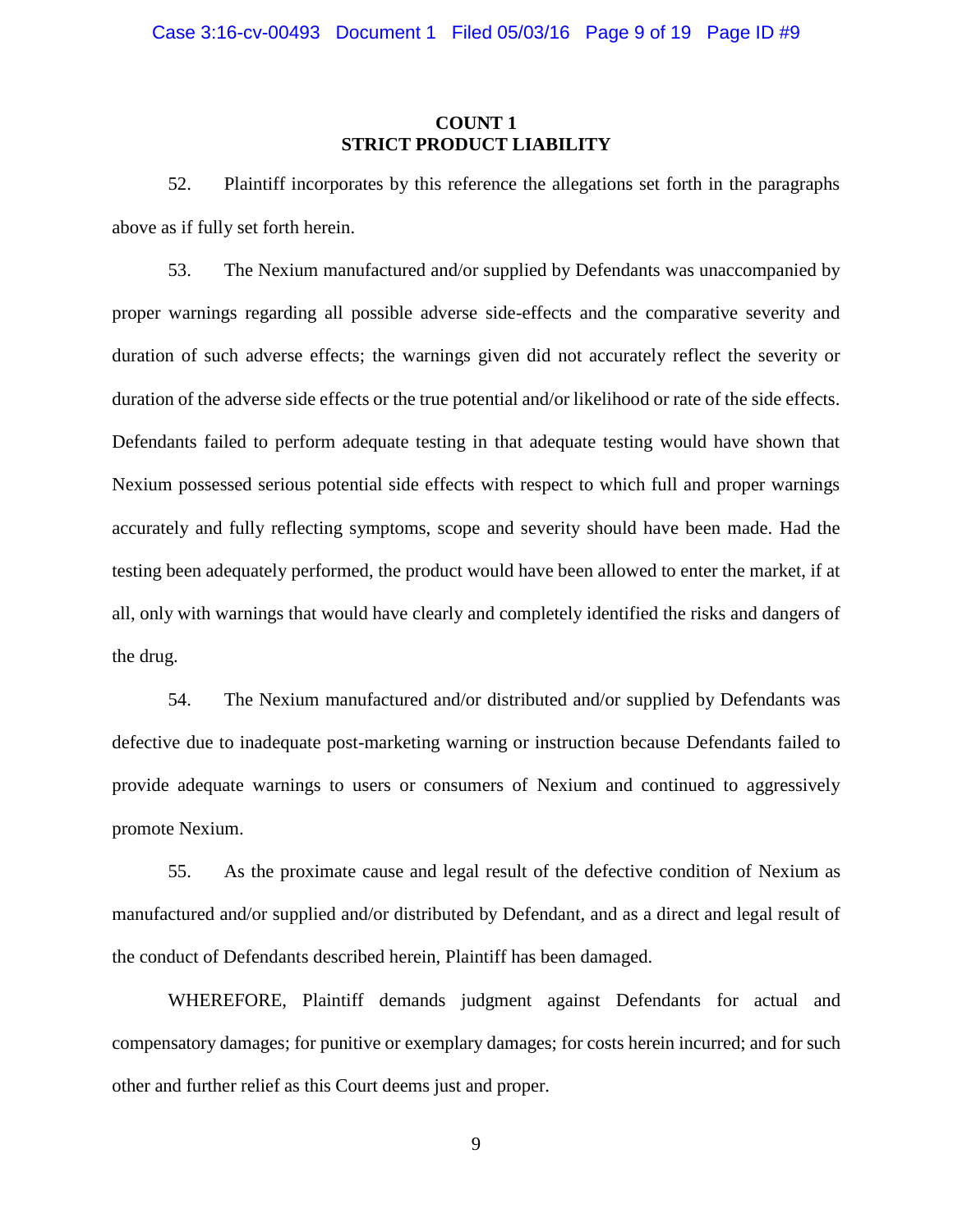## COUNT 1
## STRICT PRODUCT LIABILITY

52. Plaintiff incorporates by this reference the allegations set forth in the paragraphs above as if fully set forth herein.

53. The Nexium manufactured and/or supplied by Defendants was unaccompanied by proper warnings regarding all possible adverse side-effects and the comparative severity and duration of such adverse effects; the warnings given did not accurately reflect the severity or duration of the adverse side effects or the true potential and/or likelihood or rate of the side effects. Defendants failed to perform adequate testing in that adequate testing would have shown that Nexium possessed serious potential side effects with respect to which full and proper warnings accurately and fully reflecting symptoms, scope and severity should have been made. Had the testing been adequately performed, the product would have been allowed to enter the market, if at all, only with warnings that would have clearly and completely identified the risks and dangers of the drug.

54. The Nexium manufactured and/or distributed and/or supplied by Defendants was defective due to inadequate post-marketing warning or instruction because Defendants failed to provide adequate warnings to users or consumers of Nexium and continued to aggressively promote Nexium.

55. As the proximate cause and legal result of the defective condition of Nexium as manufactured and/or supplied and/or distributed by Defendant, and as a direct and legal result of the conduct of Defendants described herein, Plaintiff has been damaged.

WHEREFORE, Plaintiff demands judgment against Defendants for actual and compensatory damages; for punitive or exemplary damages; for costs herein incurred; and for such other and further relief as this Court deems just and proper.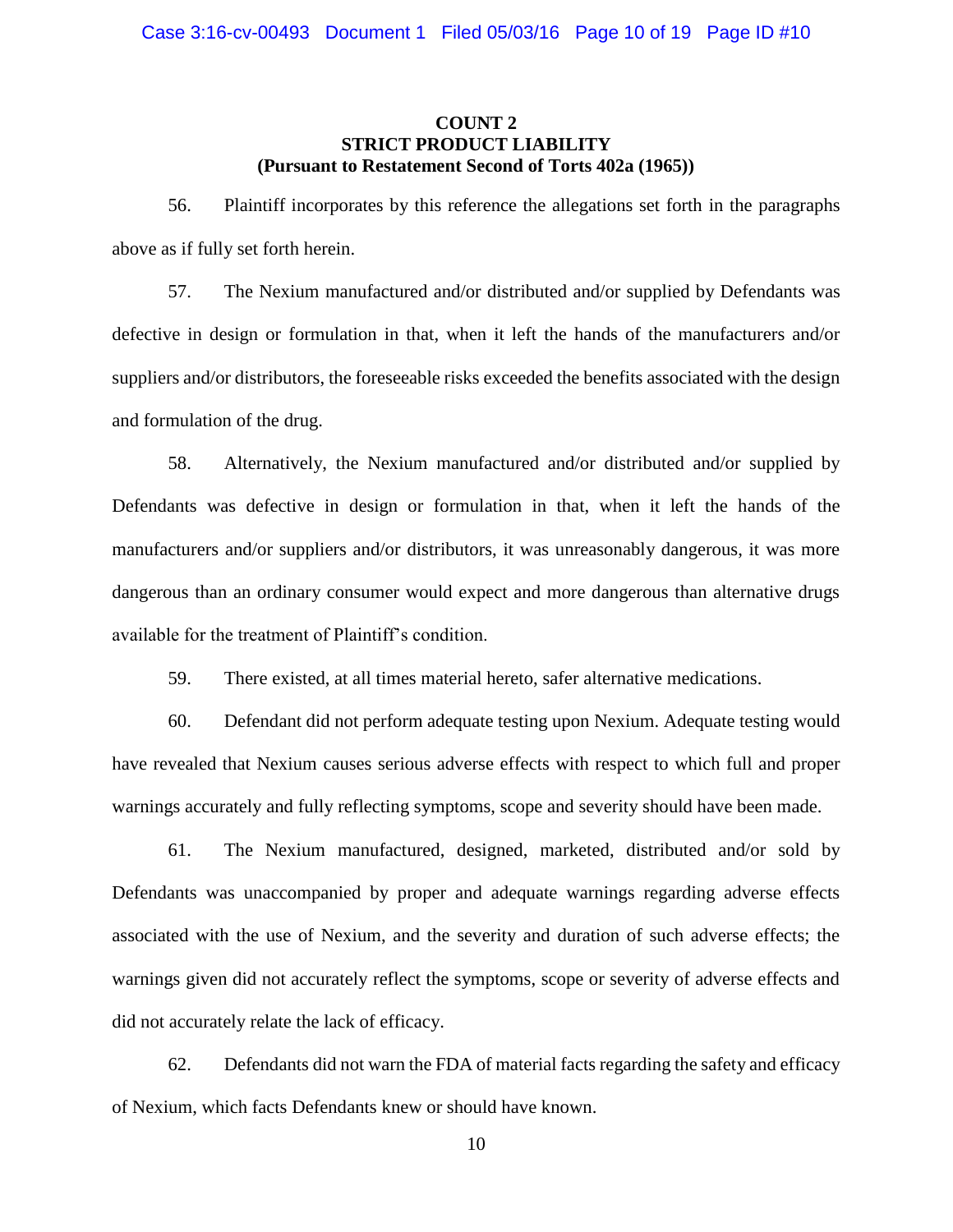## COUNT 2
## STRICT PRODUCT LIABILITY
## (Pursuant to Restatement Second of Torts 402a (1965))

56. Plaintiff incorporates by this reference the allegations set forth in the paragraphs above as if fully set forth herein.

57. The Nexium manufactured and/or distributed and/or supplied by Defendants was defective in design or formulation in that, when it left the hands of the manufacturers and/or suppliers and/or distributors, the foreseeable risks exceeded the benefits associated with the design and formulation of the drug.

58. Alternatively, the Nexium manufactured and/or distributed and/or supplied by Defendants was defective in design or formulation in that, when it left the hands of the manufacturers and/or suppliers and/or distributors, it was unreasonably dangerous, it was more dangerous than an ordinary consumer would expect and more dangerous than alternative drugs available for the treatment of Plaintiff's condition.

59. There existed, at all times material hereto, safer alternative medications.

60. Defendant did not perform adequate testing upon Nexium. Adequate testing would have revealed that Nexium causes serious adverse effects with respect to which full and proper warnings accurately and fully reflecting symptoms, scope and severity should have been made.

61. The Nexium manufactured, designed, marketed, distributed and/or sold by Defendants was unaccompanied by proper and adequate warnings regarding adverse effects associated with the use of Nexium, and the severity and duration of such adverse effects; the warnings given did not accurately reflect the symptoms, scope or severity of adverse effects and did not accurately relate the lack of efficacy.

62. Defendants did not warn the FDA of material facts regarding the safety and efficacy of Nexium, which facts Defendants knew or should have known.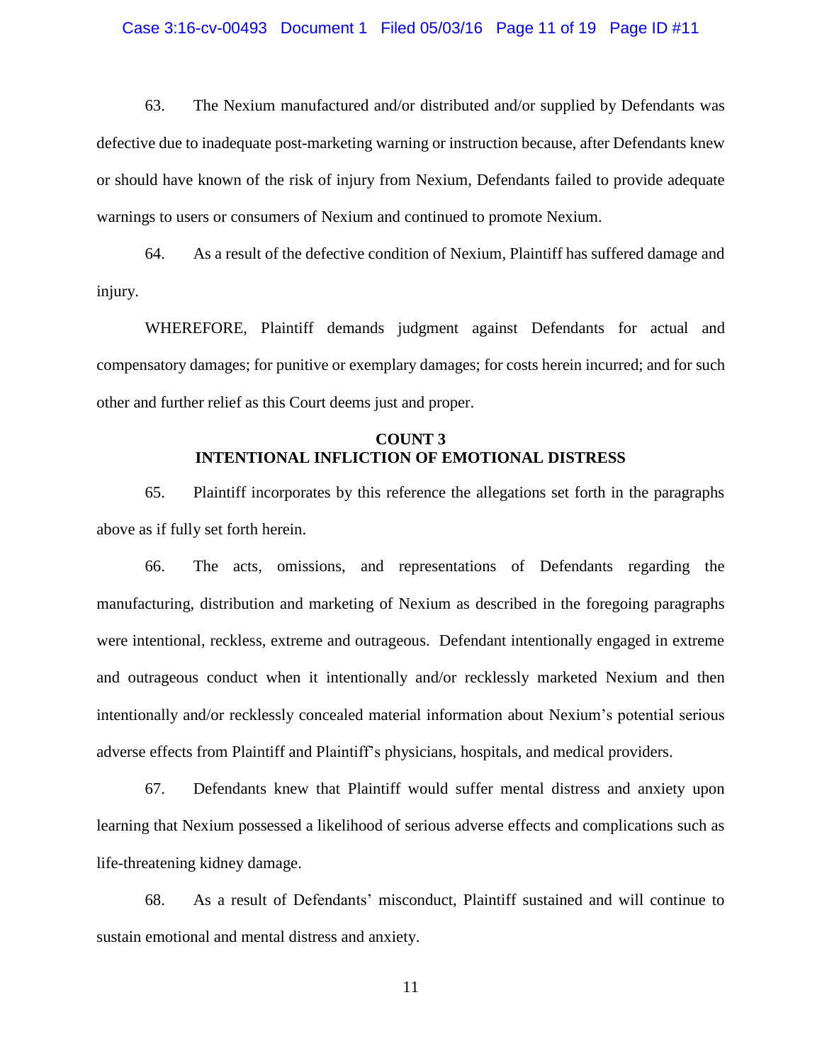63. The Nexium manufactured and/or distributed and/or supplied by Defendants was defective due to inadequate post-marketing warning or instruction because, after Defendants knew or should have known of the risk of injury from Nexium, Defendants failed to provide adequate warnings to users or consumers of Nexium and continued to promote Nexium.

64. As a result of the defective condition of Nexium, Plaintiff has suffered damage and injury.

WHEREFORE, Plaintiff demands judgment against Defendants for actual and compensatory damages; for punitive or exemplary damages; for costs herein incurred; and for such other and further relief as this Court deems just and proper.

## COUNT 3
## INTENTIONAL INFLICTION OF EMOTIONAL DISTRESS

65. Plaintiff incorporates by this reference the allegations set forth in the paragraphs above as if fully set forth herein.

66. The acts, omissions, and representations of Defendants regarding the manufacturing, distribution and marketing of Nexium as described in the foregoing paragraphs were intentional, reckless, extreme and outrageous. Defendant intentionally engaged in extreme and outrageous conduct when it intentionally and/or recklessly marketed Nexium and then intentionally and/or recklessly concealed material information about Nexium's potential serious adverse effects from Plaintiff and Plaintiff's physicians, hospitals, and medical providers.

67. Defendants knew that Plaintiff would suffer mental distress and anxiety upon learning that Nexium possessed a likelihood of serious adverse effects and complications such as life-threatening kidney damage.

68. As a result of Defendants' misconduct, Plaintiff sustained and will continue to sustain emotional and mental distress and anxiety.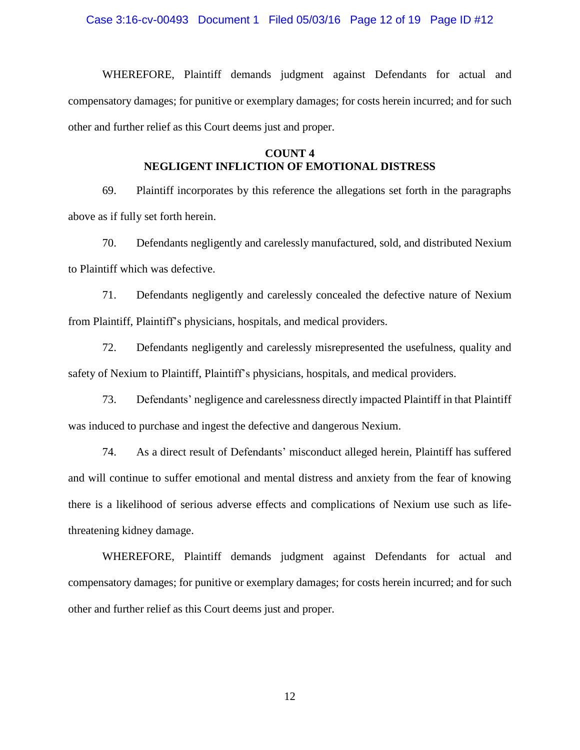WHEREFORE, Plaintiff demands judgment against Defendants for actual and compensatory damages; for punitive or exemplary damages; for costs herein incurred; and for such other and further relief as this Court deems just and proper.

**COUNT 4**
**NEGLIGENT INFLICTION OF EMOTIONAL DISTRESS**

69. Plaintiff incorporates by this reference the allegations set forth in the paragraphs above as if fully set forth herein.

70. Defendants negligently and carelessly manufactured, sold, and distributed Nexium to Plaintiff which was defective.

71. Defendants negligently and carelessly concealed the defective nature of Nexium from Plaintiff, Plaintiff's physicians, hospitals, and medical providers.

72. Defendants negligently and carelessly misrepresented the usefulness, quality and safety of Nexium to Plaintiff, Plaintiff's physicians, hospitals, and medical providers.

73. Defendants' negligence and carelessness directly impacted Plaintiff in that Plaintiff was induced to purchase and ingest the defective and dangerous Nexium.

74. As a direct result of Defendants' misconduct alleged herein, Plaintiff has suffered and will continue to suffer emotional and mental distress and anxiety from the fear of knowing there is a likelihood of serious adverse effects and complications of Nexium use such as life-threatening kidney damage.

WHEREFORE, Plaintiff demands judgment against Defendants for actual and compensatory damages; for punitive or exemplary damages; for costs herein incurred; and for such other and further relief as this Court deems just and proper.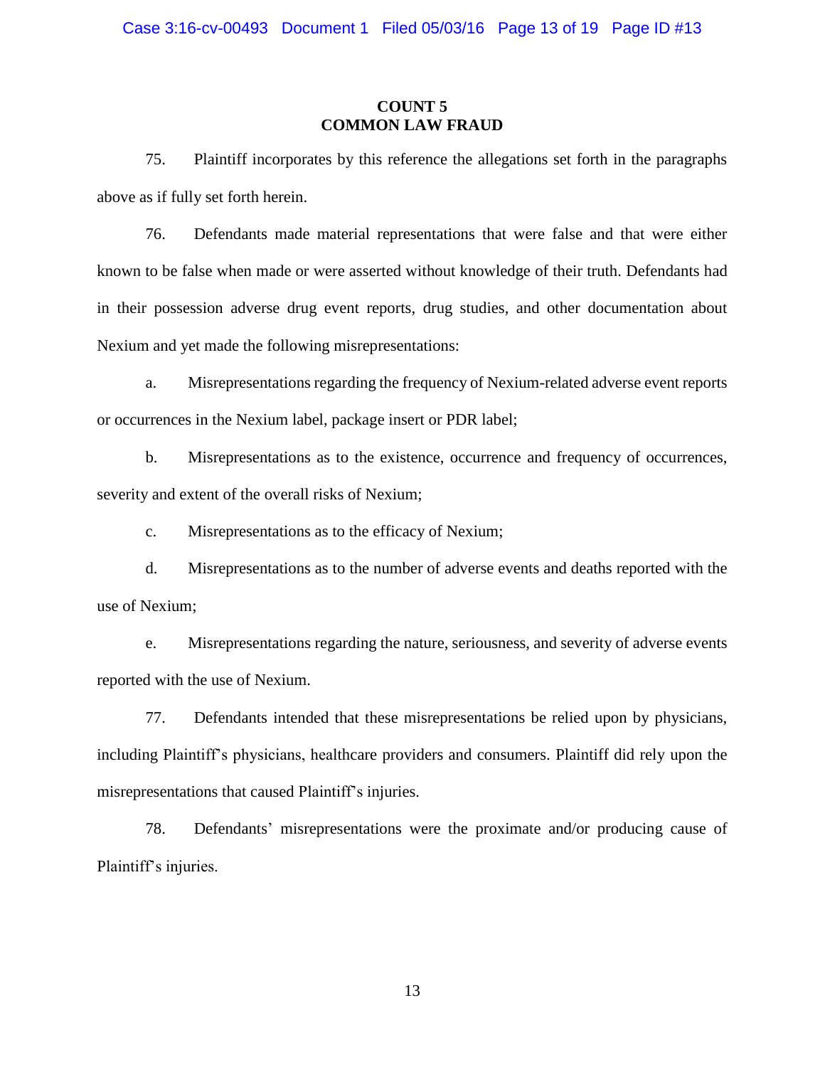## COUNT 5
## COMMON LAW FRAUD

75. Plaintiff incorporates by this reference the allegations set forth in the paragraphs above as if fully set forth herein.

76. Defendants made material representations that were false and that were either known to be false when made or were asserted without knowledge of their truth. Defendants had in their possession adverse drug event reports, drug studies, and other documentation about Nexium and yet made the following misrepresentations:

a. Misrepresentations regarding the frequency of Nexium-related adverse event reports or occurrences in the Nexium label, package insert or PDR label;

b. Misrepresentations as to the existence, occurrence and frequency of occurrences, severity and extent of the overall risks of Nexium;

c. Misrepresentations as to the efficacy of Nexium;

d. Misrepresentations as to the number of adverse events and deaths reported with the use of Nexium;

e. Misrepresentations regarding the nature, seriousness, and severity of adverse events reported with the use of Nexium.

77. Defendants intended that these misrepresentations be relied upon by physicians, including Plaintiff's physicians, healthcare providers and consumers. Plaintiff did rely upon the misrepresentations that caused Plaintiff's injuries.

78. Defendants' misrepresentations were the proximate and/or producing cause of Plaintiff's injuries.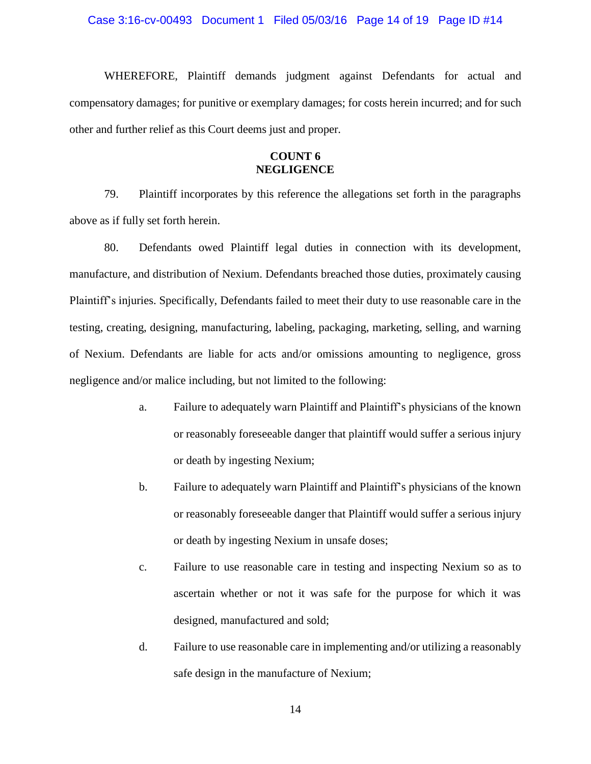WHEREFORE, Plaintiff demands judgment against Defendants for actual and compensatory damages; for punitive or exemplary damages; for costs herein incurred; and for such other and further relief as this Court deems just and proper.

## COUNT 6
## NEGLIGENCE

79. Plaintiff incorporates by this reference the allegations set forth in the paragraphs above as if fully set forth herein.

80. Defendants owed Plaintiff legal duties in connection with its development, manufacture, and distribution of Nexium. Defendants breached those duties, proximately causing Plaintiff's injuries. Specifically, Defendants failed to meet their duty to use reasonable care in the testing, creating, designing, manufacturing, labeling, packaging, marketing, selling, and warning of Nexium. Defendants are liable for acts and/or omissions amounting to negligence, gross negligence and/or malice including, but not limited to the following:

a. Failure to adequately warn Plaintiff and Plaintiff's physicians of the known or reasonably foreseeable danger that plaintiff would suffer a serious injury or death by ingesting Nexium;

b. Failure to adequately warn Plaintiff and Plaintiff's physicians of the known or reasonably foreseeable danger that Plaintiff would suffer a serious injury or death by ingesting Nexium in unsafe doses;

c. Failure to use reasonable care in testing and inspecting Nexium so as to ascertain whether or not it was safe for the purpose for which it was designed, manufactured and sold;

d. Failure to use reasonable care in implementing and/or utilizing a reasonably safe design in the manufacture of Nexium;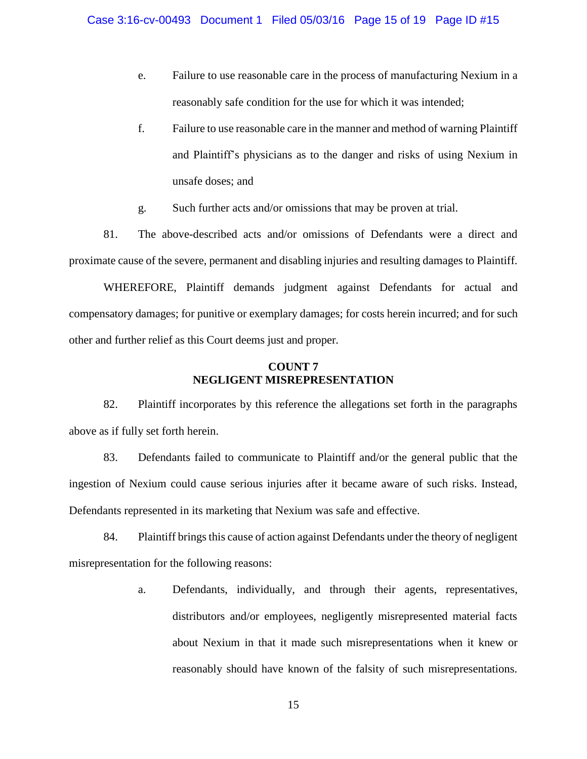e. Failure to use reasonable care in the process of manufacturing Nexium in a reasonably safe condition for the use for which it was intended;

f. Failure to use reasonable care in the manner and method of warning Plaintiff and Plaintiff's physicians as to the danger and risks of using Nexium in unsafe doses; and

g. Such further acts and/or omissions that may be proven at trial.

81. The above-described acts and/or omissions of Defendants were a direct and proximate cause of the severe, permanent and disabling injuries and resulting damages to Plaintiff.

WHEREFORE, Plaintiff demands judgment against Defendants for actual and compensatory damages; for punitive or exemplary damages; for costs herein incurred; and for such other and further relief as this Court deems just and proper.

**COUNT 7**
**NEGLIGENT MISREPRESENTATION**

82. Plaintiff incorporates by this reference the allegations set forth in the paragraphs above as if fully set forth herein.

83. Defendants failed to communicate to Plaintiff and/or the general public that the ingestion of Nexium could cause serious injuries after it became aware of such risks. Instead, Defendants represented in its marketing that Nexium was safe and effective.

84. Plaintiff brings this cause of action against Defendants under the theory of negligent misrepresentation for the following reasons:

a. Defendants, individually, and through their agents, representatives, distributors and/or employees, negligently misrepresented material facts about Nexium in that it made such misrepresentations when it knew or reasonably should have known of the falsity of such misrepresentations.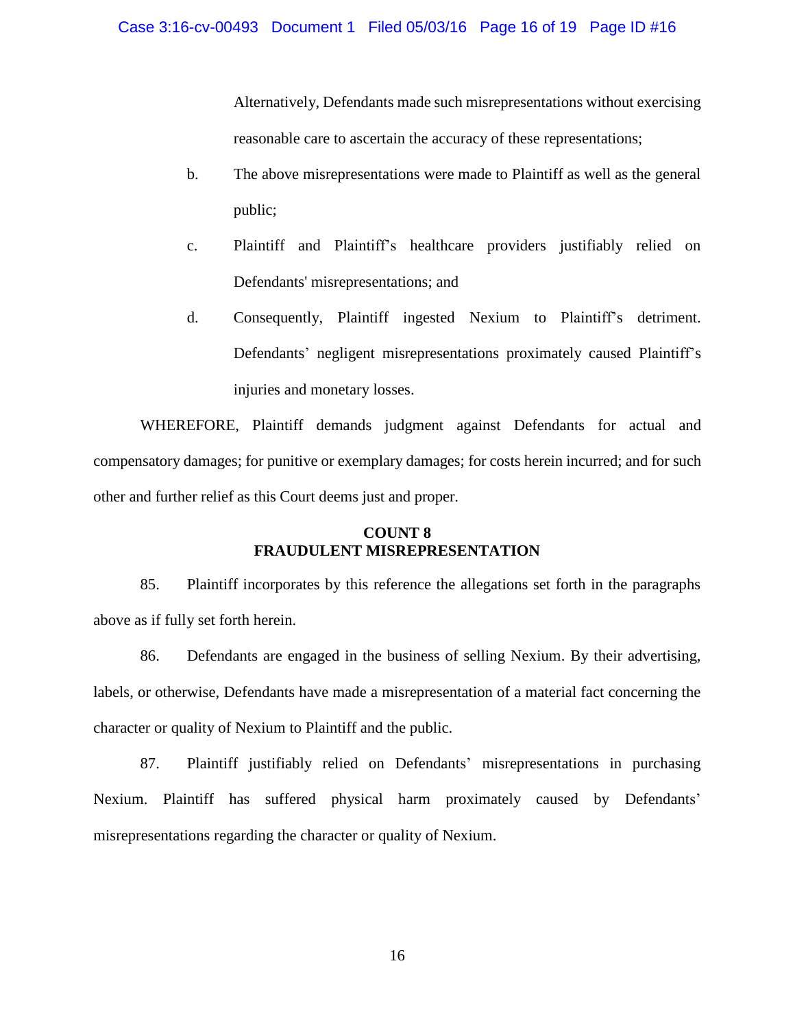Alternatively, Defendants made such misrepresentations without exercising reasonable care to ascertain the accuracy of these representations;

b. The above misrepresentations were made to Plaintiff as well as the general public;

c. Plaintiff and Plaintiff's healthcare providers justifiably relied on Defendants' misrepresentations; and

d. Consequently, Plaintiff ingested Nexium to Plaintiff's detriment. Defendants' negligent misrepresentations proximately caused Plaintiff's injuries and monetary losses.

WHEREFORE, Plaintiff demands judgment against Defendants for actual and compensatory damages; for punitive or exemplary damages; for costs herein incurred; and for such other and further relief as this Court deems just and proper.

**COUNT 8**
**FRAUDULENT MISREPRESENTATION**

85. Plaintiff incorporates by this reference the allegations set forth in the paragraphs above as if fully set forth herein.

86. Defendants are engaged in the business of selling Nexium. By their advertising, labels, or otherwise, Defendants have made a misrepresentation of a material fact concerning the character or quality of Nexium to Plaintiff and the public.

87. Plaintiff justifiably relied on Defendants' misrepresentations in purchasing Nexium. Plaintiff has suffered physical harm proximately caused by Defendants' misrepresentations regarding the character or quality of Nexium.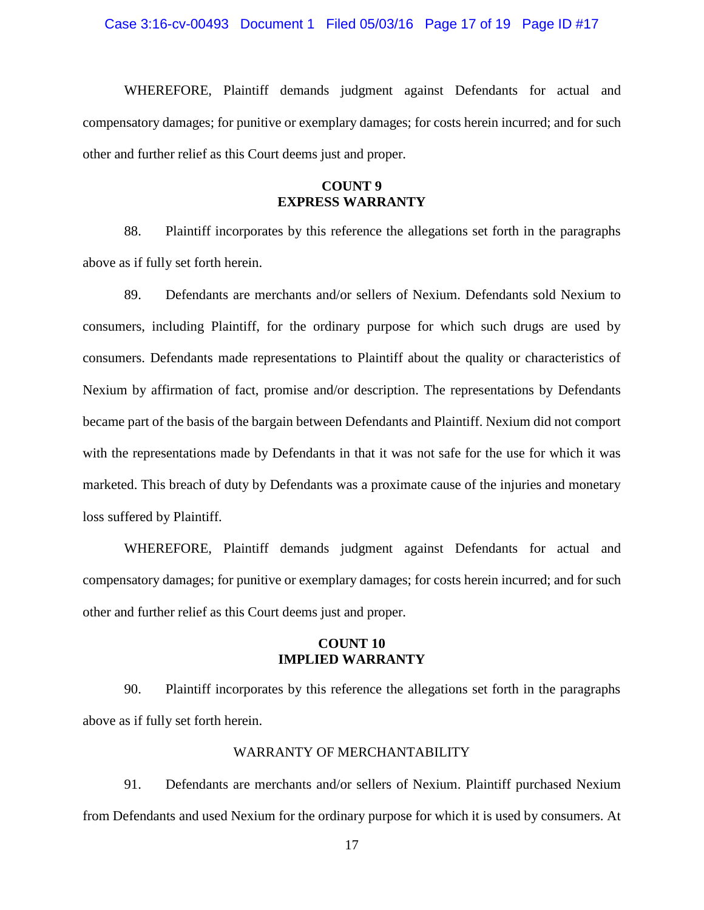WHEREFORE, Plaintiff demands judgment against Defendants for actual and compensatory damages; for punitive or exemplary damages; for costs herein incurred; and for such other and further relief as this Court deems just and proper.

**COUNT 9**
**EXPRESS WARRANTY**

88. Plaintiff incorporates by this reference the allegations set forth in the paragraphs above as if fully set forth herein.

89. Defendants are merchants and/or sellers of Nexium. Defendants sold Nexium to consumers, including Plaintiff, for the ordinary purpose for which such drugs are used by consumers. Defendants made representations to Plaintiff about the quality or characteristics of Nexium by affirmation of fact, promise and/or description. The representations by Defendants became part of the basis of the bargain between Defendants and Plaintiff. Nexium did not comport with the representations made by Defendants in that it was not safe for the use for which it was marketed. This breach of duty by Defendants was a proximate cause of the injuries and monetary loss suffered by Plaintiff.

WHEREFORE, Plaintiff demands judgment against Defendants for actual and compensatory damages; for punitive or exemplary damages; for costs herein incurred; and for such other and further relief as this Court deems just and proper.

**COUNT 10**
**IMPLIED WARRANTY**

90. Plaintiff incorporates by this reference the allegations set forth in the paragraphs above as if fully set forth herein.

WARRANTY OF MERCHANTABILITY

91. Defendants are merchants and/or sellers of Nexium. Plaintiff purchased Nexium from Defendants and used Nexium for the ordinary purpose for which it is used by consumers. At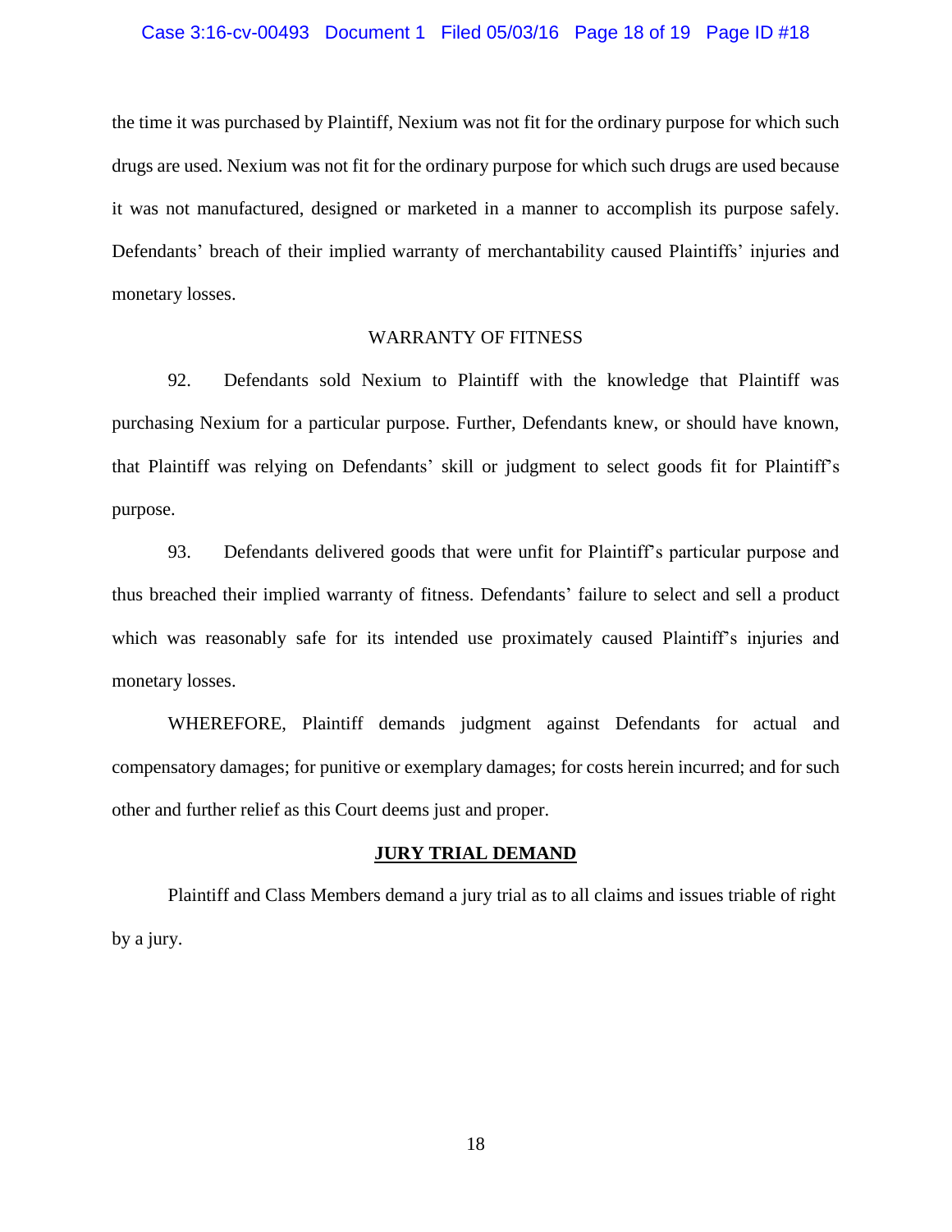the time it was purchased by Plaintiff, Nexium was not fit for the ordinary purpose for which such drugs are used. Nexium was not fit for the ordinary purpose for which such drugs are used because it was not manufactured, designed or marketed in a manner to accomplish its purpose safely. Defendants' breach of their implied warranty of merchantability caused Plaintiffs' injuries and monetary losses.

WARRANTY OF FITNESS

92. Defendants sold Nexium to Plaintiff with the knowledge that Plaintiff was purchasing Nexium for a particular purpose. Further, Defendants knew, or should have known, that Plaintiff was relying on Defendants' skill or judgment to select goods fit for Plaintiff's purpose.

93. Defendants delivered goods that were unfit for Plaintiff's particular purpose and thus breached their implied warranty of fitness. Defendants' failure to select and sell a product which was reasonably safe for its intended use proximately caused Plaintiff's injuries and monetary losses.

WHEREFORE, Plaintiff demands judgment against Defendants for actual and compensatory damages; for punitive or exemplary damages; for costs herein incurred; and for such other and further relief as this Court deems just and proper.

## JURY TRIAL DEMAND

Plaintiff and Class Members demand a jury trial as to all claims and issues triable of right by a jury.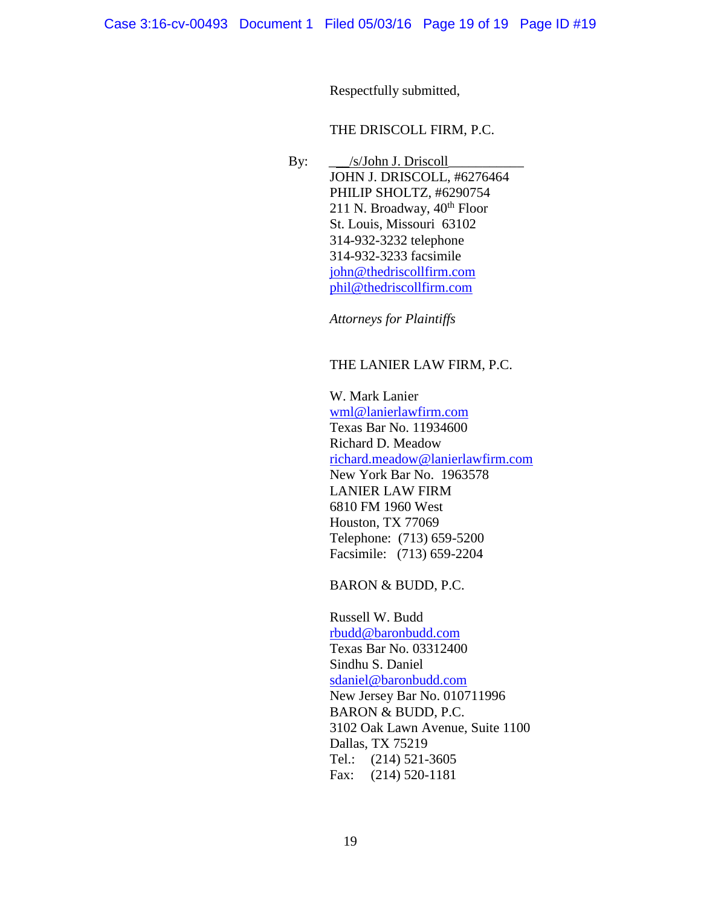Respectfully submitted,

THE DRISCOLL FIRM, P.C.

By: /s/John J. Driscoll  
JOHN J. DRISCOLL, #6276464  
PHILIP SHOLTZ, #6290754  
211 N. Broadway, 40th Floor  
St. Louis, Missouri 63102  
314-932-3232 telephone  
314-932-3233 facsimile  
john@thedriscollfirm.com  
phil@thedriscollfirm.com

*Attorneys for Plaintiffs*

THE LANIER LAW FIRM, P.C.

W. Mark Lanier  
wml@lanierlawfirm.com  
Texas Bar No. 11934600  
Richard D. Meadow  
richard.meadow@lanierlawfirm.com  
New York Bar No. 1963578  
LANIER LAW FIRM  
6810 FM 1960 West  
Houston, TX 77069  
Telephone: (713) 659-5200  
Facsimile: (713) 659-2204

BARON & BUDD, P.C.

Russell W. Budd  
rbudd@baronbudd.com  
Texas Bar No. 03312400  
Sindhu S. Daniel  
sdaniel@baronbudd.com  
New Jersey Bar No. 010711996  
BARON & BUDD, P.C.  
3102 Oak Lawn Avenue, Suite 1100  
Dallas, TX 75219  
Tel.: (214) 521-3605  
Fax: (214) 520-1181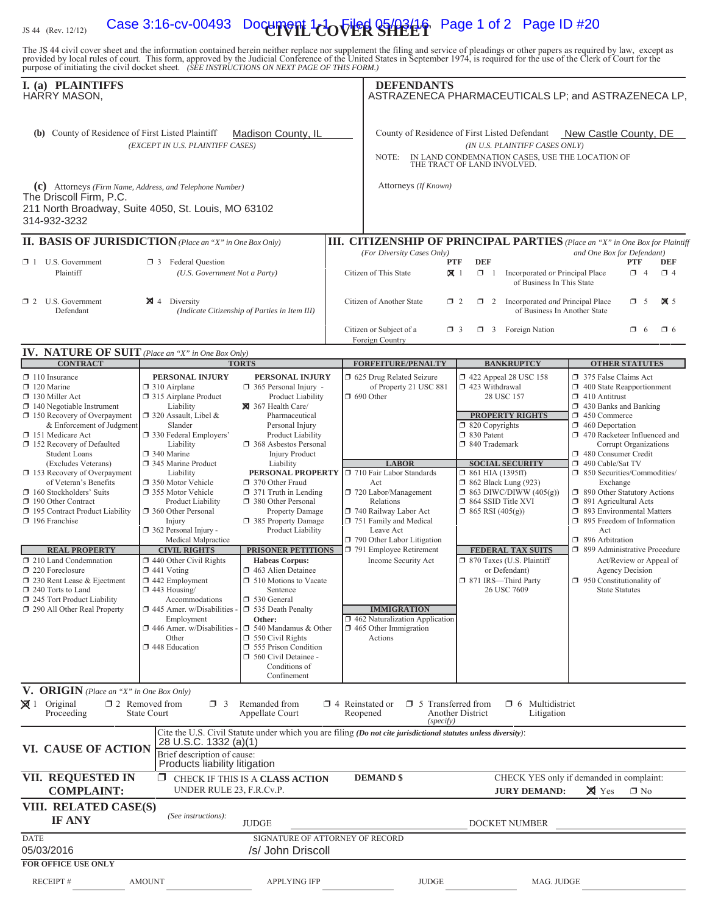JS 44 (Rev. 12/12)

# CIVIL COVER SHEET

The JS 44 civil cover sheet and the information contained herein neither replace nor supplement the filing and service of pleadings or other papers as required by law, except as provided by local rules of court. This form, approved by the Judicial Conference of the United States in September 1974, is required for the use of the Clerk of Court for the purpose of initiating the civil docket sheet. *(SEE INSTRUCTIONS ON NEXT PAGE OF THIS FORM.)*

## I. (a) PLAINTIFFS

HARRY MASON,

**(b)** County of Residence of First Listed Plaintiff: Madison County, IL
*(EXCEPT IN U.S. PLAINTIFF CASES)*

**(c)** Attorneys *(Firm Name, Address, and Telephone Number)*
The Driscoll Firm, P.C.
211 North Broadway, Suite 4050, St. Louis, MO 63102
314-932-3232

## DEFENDANTS

ASTRAZENECA PHARMACEUTICALS LP; and ASTRAZENECA LP,

County of Residence of First Listed Defendant: New Castle County, DE
*(IN U.S. PLAINTIFF CASES ONLY)*

NOTE: IN LAND CONDEMNATION CASES, USE THE LOCATION OF THE TRACT OF LAND INVOLVED.

Attorneys *(If Known)*

## II. BASIS OF JURISDICTION *(Place an "X" in One Box Only)*

- ☐ 1 U.S. Government Plaintiff
- ☐ 3 Federal Question *(U.S. Government Not a Party)*
- ☐ 2 U.S. Government Defendant
- ☒ 4 Diversity *(Indicate Citizenship of Parties in Item III)*

## III. CITIZENSHIP OF PRINCIPAL PARTIES *(Place an "X" in One Box for Plaintiff and One Box for Defendant)* *(For Diversity Cases Only)*

| | PTF | DEF | | PTF | DEF |
|---|---|---|---|---|---|
| Citizen of This State | ☒ 1 | ☐ 1 | Incorporated *or* Principal Place of Business In This State | ☐ 4 | ☐ 4 |
| Citizen of Another State | ☐ 2 | ☐ 2 | Incorporated *and* Principal Place of Business In Another State | ☐ 5 | ☒ 5 |
| Citizen or Subject of a Foreign Country | ☐ 3 | ☐ 3 | Foreign Nation | ☐ 6 | ☐ 6 |

## IV. NATURE OF SUIT *(Place an "X" in One Box Only)*

**CONTRACT**
- ☐ 110 Insurance
- ☐ 120 Marine
- ☐ 130 Miller Act
- ☐ 140 Negotiable Instrument
- ☐ 150 Recovery of Overpayment & Enforcement of Judgment
- ☐ 151 Medicare Act
- ☐ 152 Recovery of Defaulted Student Loans (Excludes Veterans)
- ☐ 153 Recovery of Overpayment of Veteran's Benefits
- ☐ 160 Stockholders' Suits
- ☐ 190 Other Contract
- ☐ 195 Contract Product Liability
- ☐ 196 Franchise

**REAL PROPERTY**
- ☐ 210 Land Condemnation
- ☐ 220 Foreclosure
- ☐ 230 Rent Lease & Ejectment
- ☐ 240 Torts to Land
- ☐ 245 Tort Product Liability
- ☐ 290 All Other Real Property

**TORTS**

PERSONAL INJURY
- ☐ 310 Airplane
- ☐ 315 Airplane Product Liability
- ☐ 320 Assault, Libel & Slander
- ☐ 330 Federal Employers' Liability
- ☐ 340 Marine
- ☐ 345 Marine Product Liability
- ☐ 350 Motor Vehicle
- ☐ 355 Motor Vehicle Product Liability
- ☐ 360 Other Personal Injury
- ☐ 362 Personal Injury - Medical Malpractice

PERSONAL INJURY
- ☐ 365 Personal Injury - Product Liability
- ☒ 367 Health Care/ Pharmaceutical Personal Injury Product Liability
- ☐ 368 Asbestos Personal Injury Product Liability

PERSONAL PROPERTY
- ☐ 370 Other Fraud
- ☐ 371 Truth in Lending
- ☐ 380 Other Personal Property Damage
- ☐ 385 Property Damage Product Liability

**CIVIL RIGHTS**
- ☐ 440 Other Civil Rights
- ☐ 441 Voting
- ☐ 442 Employment
- ☐ 443 Housing/ Accommodations
- ☐ 445 Amer. w/Disabilities - Employment
- ☐ 446 Amer. w/Disabilities - Other
- ☐ 448 Education

**PRISONER PETITIONS**

Habeas Corpus:
- ☐ 463 Alien Detainee
- ☐ 510 Motions to Vacate Sentence
- ☐ 530 General
- ☐ 535 Death Penalty

Other:
- ☐ 540 Mandamus & Other
- ☐ 550 Civil Rights
- ☐ 555 Prison Condition
- ☐ 560 Civil Detainee - Conditions of Confinement

**FORFEITURE/PENALTY**
- ☐ 625 Drug Related Seizure of Property 21 USC 881
- ☐ 690 Other

**LABOR**
- ☐ 710 Fair Labor Standards Act
- ☐ 720 Labor/Management Relations
- ☐ 740 Railway Labor Act
- ☐ 751 Family and Medical Leave Act
- ☐ 790 Other Labor Litigation
- ☐ 791 Employee Retirement Income Security Act

**IMMIGRATION**
- ☐ 462 Naturalization Application
- ☐ 465 Other Immigration Actions

**BANKRUPTCY**
- ☐ 422 Appeal 28 USC 158
- ☐ 423 Withdrawal 28 USC 157

**PROPERTY RIGHTS**
- ☐ 820 Copyrights
- ☐ 830 Patent
- ☐ 840 Trademark

**SOCIAL SECURITY**
- ☐ 861 HIA (1395ff)
- ☐ 862 Black Lung (923)
- ☐ 863 DIWC/DIWW (405(g))
- ☐ 864 SSID Title XVI
- ☐ 865 RSI (405(g))

**FEDERAL TAX SUITS**
- ☐ 870 Taxes (U.S. Plaintiff or Defendant)
- ☐ 871 IRS—Third Party 26 USC 7609

**OTHER STATUTES**
- ☐ 375 False Claims Act
- ☐ 400 State Reapportionment
- ☐ 410 Antitrust
- ☐ 430 Banks and Banking
- ☐ 450 Commerce
- ☐ 460 Deportation
- ☐ 470 Racketeer Influenced and Corrupt Organizations
- ☐ 480 Consumer Credit
- ☐ 490 Cable/Sat TV
- ☐ 850 Securities/Commodities/ Exchange
- ☐ 890 Other Statutory Actions
- ☐ 891 Agricultural Acts
- ☐ 893 Environmental Matters
- ☐ 895 Freedom of Information Act
- ☐ 896 Arbitration
- ☐ 899 Administrative Procedure Act/Review or Appeal of Agency Decision
- ☐ 950 Constitutionality of State Statutes

## V. ORIGIN *(Place an "X" in One Box Only)*

- ☒ 1 Original Proceeding
- ☐ 2 Removed from State Court
- ☐ 3 Remanded from Appellate Court
- ☐ 4 Reinstated or Reopened
- ☐ 5 Transferred from Another District *(specify)*
- ☐ 6 Multidistrict Litigation

## VI. CAUSE OF ACTION

Cite the U.S. Civil Statute under which you are filing *(Do not cite jurisdictional statutes unless diversity)*: 28 U.S.C. 1332 (a)(1)

Brief description of cause: Products liability litigation

## VII. REQUESTED IN COMPLAINT:

☐ CHECK IF THIS IS A **CLASS ACTION** UNDER RULE 23, F.R.Cv.P.

**DEMAND $**

CHECK YES only if demanded in complaint: **JURY DEMAND:** ☒ Yes ☐ No

## VIII. RELATED CASE(S) IF ANY

*(See instructions):* JUDGE DOCKET NUMBER

DATE: 05/03/2016

SIGNATURE OF ATTORNEY OF RECORD: /s/ John Driscoll

**FOR OFFICE USE ONLY**

RECEIPT # AMOUNT APPLYING IFP JUDGE MAG. JUDGE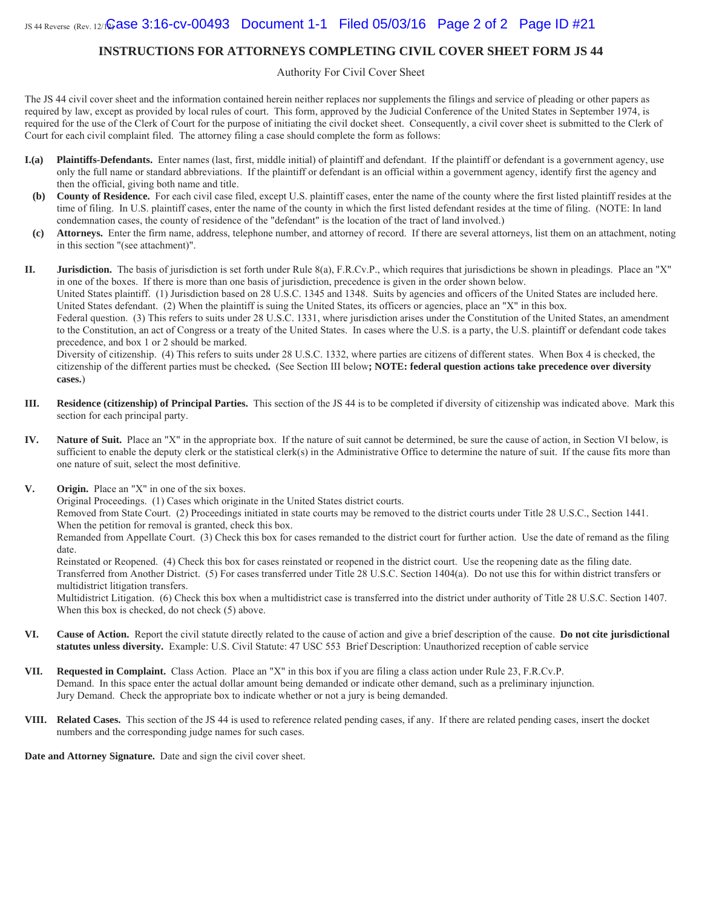# INSTRUCTIONS FOR ATTORNEYS COMPLETING CIVIL COVER SHEET FORM JS 44

Authority For Civil Cover Sheet

The JS 44 civil cover sheet and the information contained herein neither replaces nor supplements the filings and service of pleading or other papers as required by law, except as provided by local rules of court. This form, approved by the Judicial Conference of the United States in September 1974, is required for the use of the Clerk of Court for the purpose of initiating the civil docket sheet. Consequently, a civil cover sheet is submitted to the Clerk of Court for each civil complaint filed. The attorney filing a case should complete the form as follows:

**I.(a)** **Plaintiffs-Defendants.** Enter names (last, first, middle initial) of plaintiff and defendant. If the plaintiff or defendant is a government agency, use only the full name or standard abbreviations. If the plaintiff or defendant is an official within a government agency, identify first the agency and then the official, giving both name and title.

**(b)** **County of Residence.** For each civil case filed, except U.S. plaintiff cases, enter the name of the county where the first listed plaintiff resides at the time of filing. In U.S. plaintiff cases, enter the name of the county in which the first listed defendant resides at the time of filing. (NOTE: In land condemnation cases, the county of residence of the "defendant" is the location of the tract of land involved.)

**(c)** **Attorneys.** Enter the firm name, address, telephone number, and attorney of record. If there are several attorneys, list them on an attachment, noting in this section "(see attachment)".

**II.** **Jurisdiction.** The basis of jurisdiction is set forth under Rule 8(a), F.R.Cv.P., which requires that jurisdictions be shown in pleadings. Place an "X" in one of the boxes. If there is more than one basis of jurisdiction, precedence is given in the order shown below.
United States plaintiff. (1) Jurisdiction based on 28 U.S.C. 1345 and 1348. Suits by agencies and officers of the United States are included here.
United States defendant. (2) When the plaintiff is suing the United States, its officers or agencies, place an "X" in this box.
Federal question. (3) This refers to suits under 28 U.S.C. 1331, where jurisdiction arises under the Constitution of the United States, an amendment to the Constitution, an act of Congress or a treaty of the United States. In cases where the U.S. is a party, the U.S. plaintiff or defendant code takes precedence, and box 1 or 2 should be marked.
Diversity of citizenship. (4) This refers to suits under 28 U.S.C. 1332, where parties are citizens of different states. When Box 4 is checked, the citizenship of the different parties must be checked**.** (See Section III below**; NOTE: federal question actions take precedence over diversity cases.**)

**III.** **Residence (citizenship) of Principal Parties.** This section of the JS 44 is to be completed if diversity of citizenship was indicated above. Mark this section for each principal party.

**IV.** **Nature of Suit.** Place an "X" in the appropriate box. If the nature of suit cannot be determined, be sure the cause of action, in Section VI below, is sufficient to enable the deputy clerk or the statistical clerk(s) in the Administrative Office to determine the nature of suit. If the cause fits more than one nature of suit, select the most definitive.

**V.** **Origin.** Place an "X" in one of the six boxes.
Original Proceedings. (1) Cases which originate in the United States district courts.
Removed from State Court. (2) Proceedings initiated in state courts may be removed to the district courts under Title 28 U.S.C., Section 1441. When the petition for removal is granted, check this box.
Remanded from Appellate Court. (3) Check this box for cases remanded to the district court for further action. Use the date of remand as the filing date.
Reinstated or Reopened. (4) Check this box for cases reinstated or reopened in the district court. Use the reopening date as the filing date.
Transferred from Another District. (5) For cases transferred under Title 28 U.S.C. Section 1404(a). Do not use this for within district transfers or multidistrict litigation transfers.
Multidistrict Litigation. (6) Check this box when a multidistrict case is transferred into the district under authority of Title 28 U.S.C. Section 1407. When this box is checked, do not check (5) above.

**VI.** **Cause of Action.** Report the civil statute directly related to the cause of action and give a brief description of the cause. **Do not cite jurisdictional statutes unless diversity.** Example: U.S. Civil Statute: 47 USC 553 Brief Description: Unauthorized reception of cable service

**VII.** **Requested in Complaint.** Class Action. Place an "X" in this box if you are filing a class action under Rule 23, F.R.Cv.P.
Demand. In this space enter the actual dollar amount being demanded or indicate other demand, such as a preliminary injunction.
Jury Demand. Check the appropriate box to indicate whether or not a jury is being demanded.

**VIII.** **Related Cases.** This section of the JS 44 is used to reference related pending cases, if any. If there are related pending cases, insert the docket numbers and the corresponding judge names for such cases.

**Date and Attorney Signature.** Date and sign the civil cover sheet.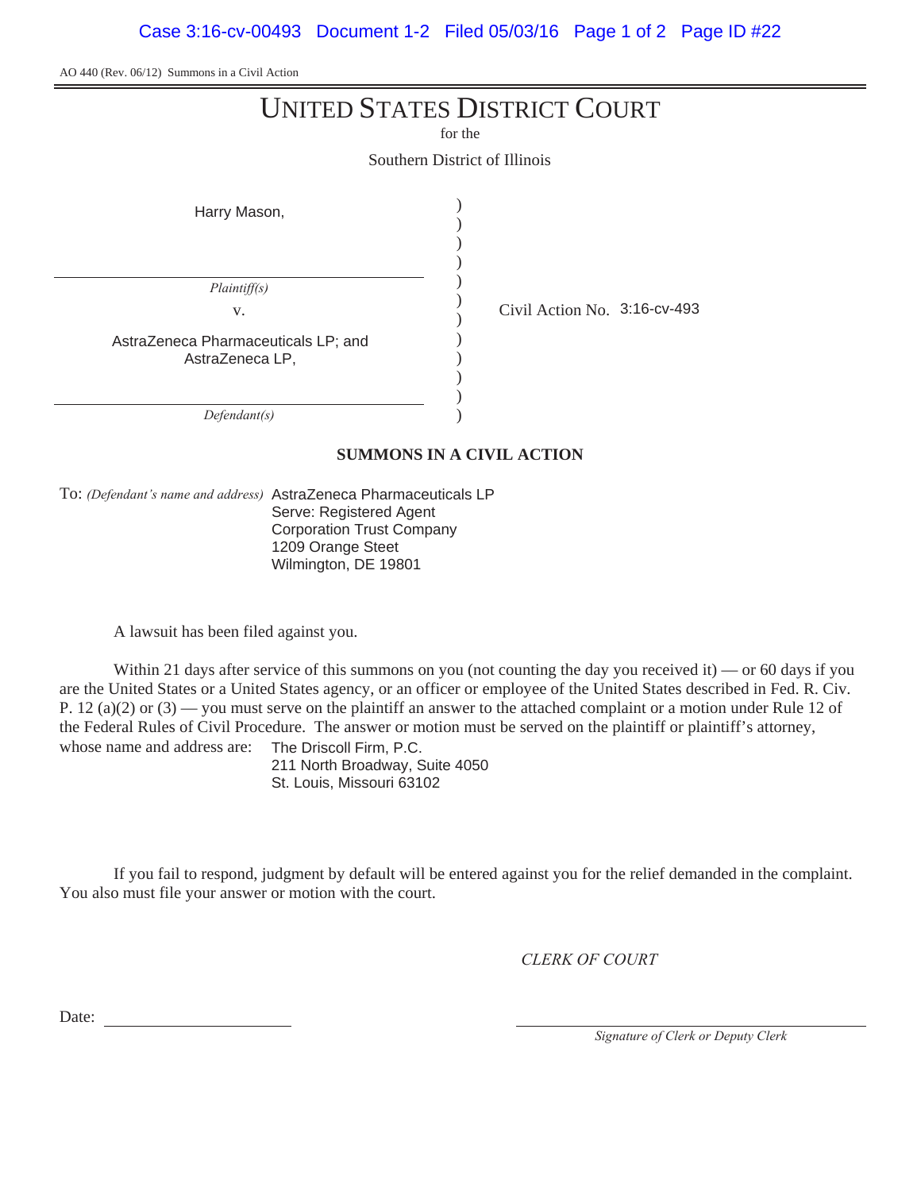AO 440 (Rev. 06/12) Summons in a Civil Action

# UNITED STATES DISTRICT COURT

for the

Southern District of Illinois

Harry Mason,

*Plaintiff(s)*

v.

AstraZeneca Pharmaceuticals LP; and AstraZeneca LP,

*Defendant(s)*

Civil Action No. 3:16-cv-493

## SUMMONS IN A CIVIL ACTION

To: *(Defendant's name and address)* AstraZeneca Pharmaceuticals LP
Serve: Registered Agent
Corporation Trust Company
1209 Orange Steet
Wilmington, DE 19801

A lawsuit has been filed against you.

Within 21 days after service of this summons on you (not counting the day you received it) — or 60 days if you are the United States or a United States agency, or an officer or employee of the United States described in Fed. R. Civ. P. 12 (a)(2) or (3) — you must serve on the plaintiff an answer to the attached complaint or a motion under Rule 12 of the Federal Rules of Civil Procedure. The answer or motion must be served on the plaintiff or plaintiff's attorney, whose name and address are: The Driscoll Firm, P.C.
211 North Broadway, Suite 4050
St. Louis, Missouri 63102

If you fail to respond, judgment by default will be entered against you for the relief demanded in the complaint. You also must file your answer or motion with the court.

*CLERK OF COURT*

Date: ____________________

____________________
*Signature of Clerk or Deputy Clerk*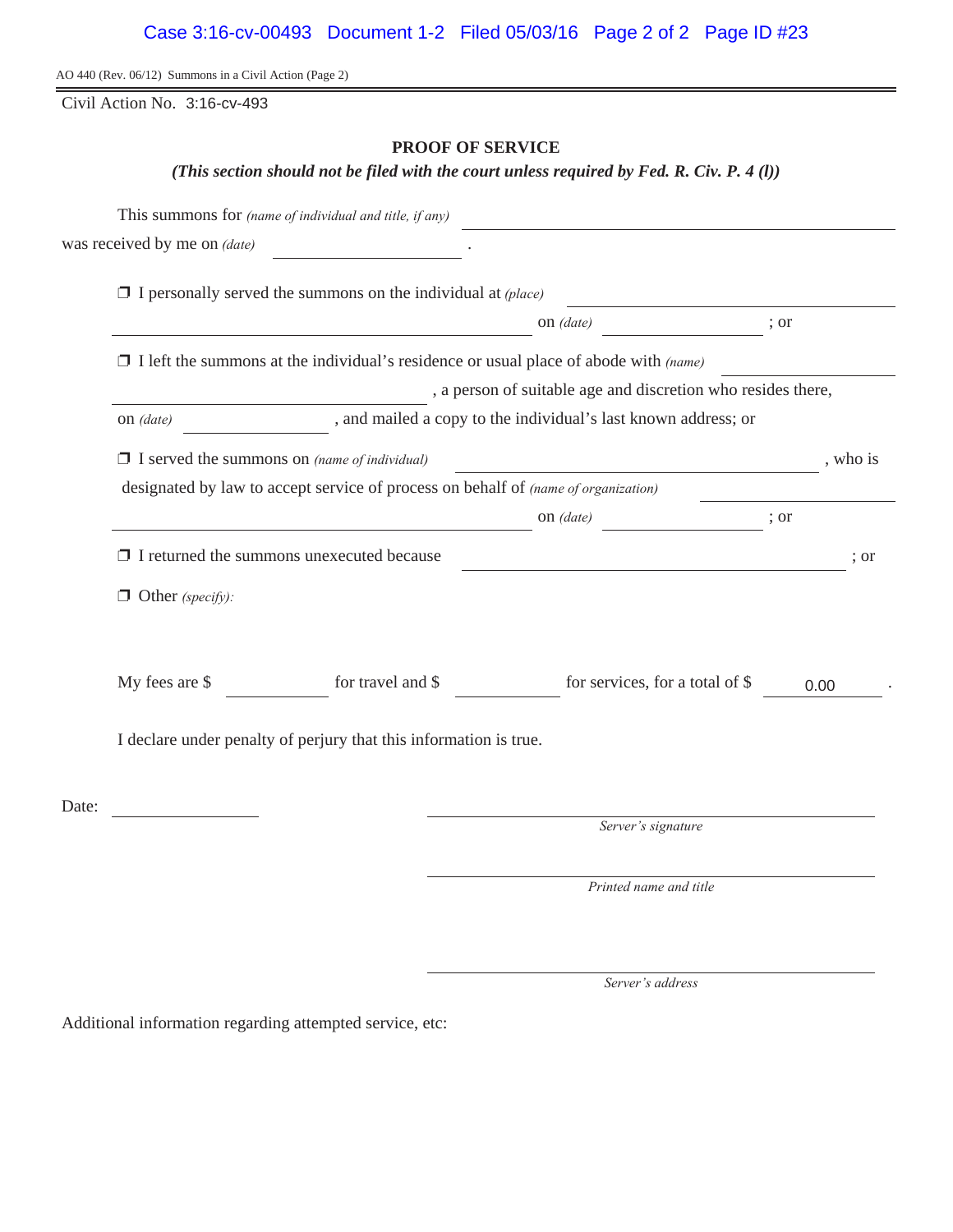AO 440 (Rev. 06/12) Summons in a Civil Action (Page 2)

Civil Action No. 3:16-cv-493

## PROOF OF SERVICE

***(This section should not be filed with the court unless required by Fed. R. Civ. P. 4 (l))***

This summons for *(name of individual and title, if any)* ______________________________

was received by me on *(date)* ______________ .

❒ I personally served the summons on the individual at *(place)* ______________________________ on *(date)* ______________ ; or

❒ I left the summons at the individual's residence or usual place of abode with *(name)* ______________________________ , a person of suitable age and discretion who resides there, on *(date)* ______________ , and mailed a copy to the individual's last known address; or

❒ I served the summons on *(name of individual)* ______________________________ , who is designated by law to accept service of process on behalf of *(name of organization)* ______________________________ on *(date)* ______________ ; or

❒ I returned the summons unexecuted because ______________________________ ; or

❒ Other *(specify)*:

My fees are $ __________ for travel and $ __________ for services, for a total of $ 0.00 .

I declare under penalty of perjury that this information is true.

Date: ______________

______________________________
*Server's signature*

______________________________
*Printed name and title*

______________________________
*Server's address*

Additional information regarding attempted service, etc: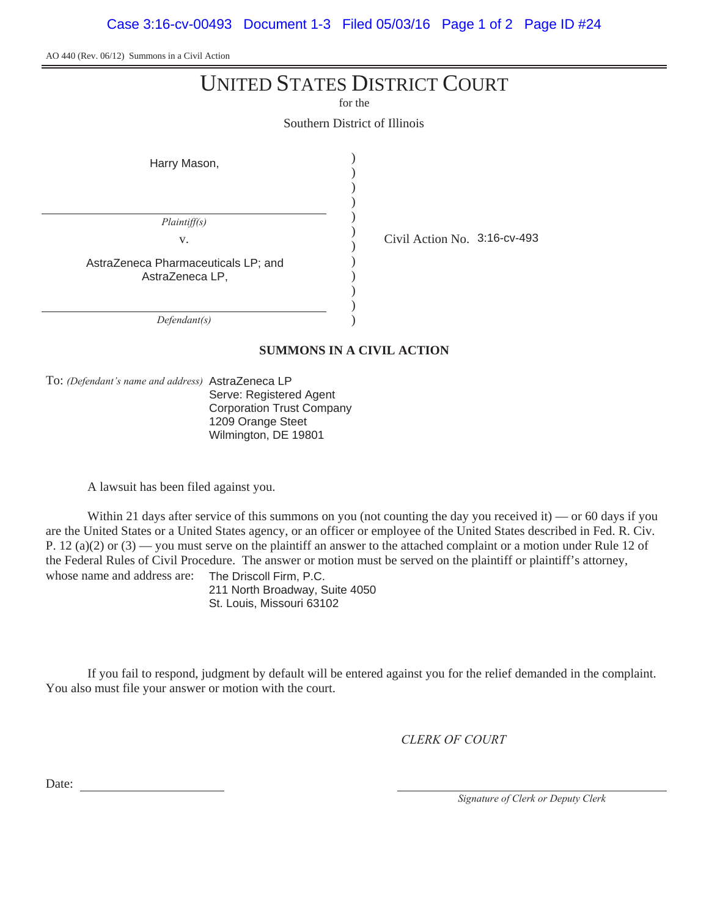AO 440 (Rev. 06/12) Summons in a Civil Action

# UNITED STATES DISTRICT COURT

for the

Southern District of Illinois

| | | |
|---|---|---|
| Harry Mason, | ) | |
| *Plaintiff(s)* | ) | |
| v. | ) | Civil Action No. 3:16-cv-493 |
| AstraZeneca Pharmaceuticals LP; and AstraZeneca LP, | ) | |
| *Defendant(s)* | ) | |

**SUMMONS IN A CIVIL ACTION**

To: *(Defendant's name and address)* AstraZeneca LP
Serve: Registered Agent
Corporation Trust Company
1209 Orange Steet
Wilmington, DE 19801

A lawsuit has been filed against you.

Within 21 days after service of this summons on you (not counting the day you received it) — or 60 days if you are the United States or a United States agency, or an officer or employee of the United States described in Fed. R. Civ. P. 12 (a)(2) or (3) — you must serve on the plaintiff an answer to the attached complaint or a motion under Rule 12 of the Federal Rules of Civil Procedure. The answer or motion must be served on the plaintiff or plaintiff's attorney, whose name and address are: The Driscoll Firm, P.C.
211 North Broadway, Suite 4050
St. Louis, Missouri 63102

If you fail to respond, judgment by default will be entered against you for the relief demanded in the complaint. You also must file your answer or motion with the court.

*CLERK OF COURT*

Date: ____________________

____________________
*Signature of Clerk or Deputy Clerk*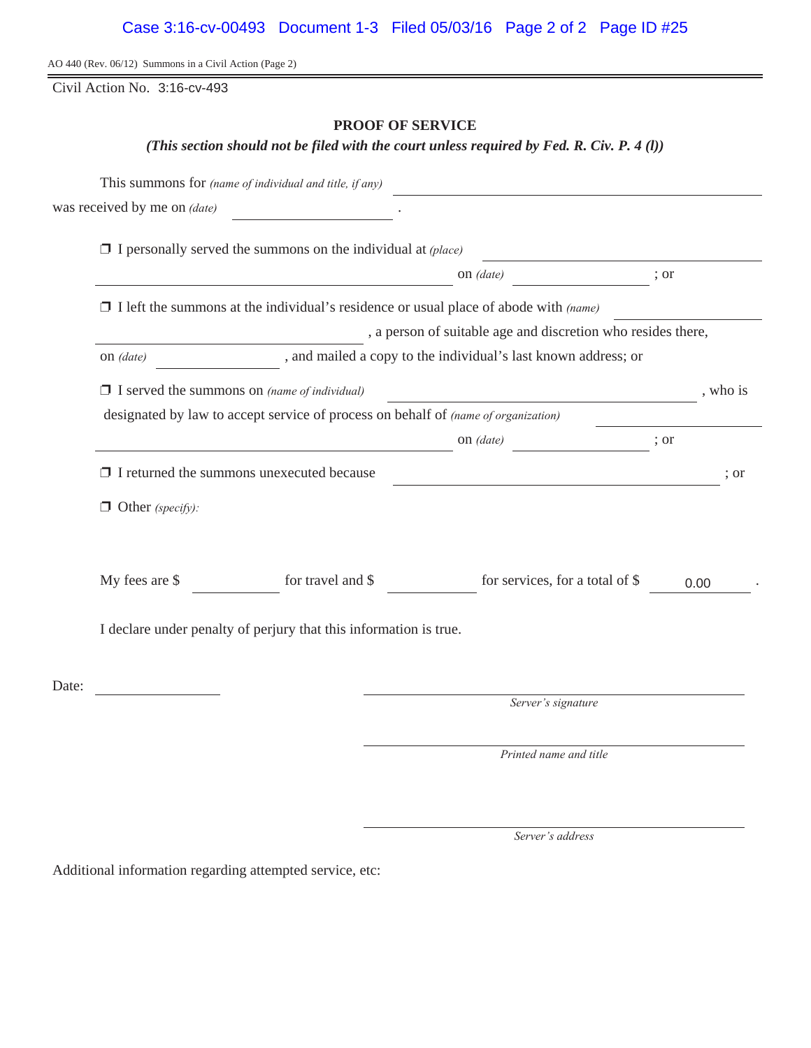AO 440 (Rev. 06/12) Summons in a Civil Action (Page 2)

Civil Action No. 3:16-cv-493

## PROOF OF SERVICE

***(This section should not be filed with the court unless required by Fed. R. Civ. P. 4 (l))***

This summons for *(name of individual and title, if any)* ____________________

was received by me on *(date)* ____________ .

❒ I personally served the summons on the individual at *(place)* ____________________ on *(date)* ____________ ; or

❒ I left the summons at the individual's residence or usual place of abode with *(name)* ____________________ , a person of suitable age and discretion who resides there, on *(date)* ____________ , and mailed a copy to the individual's last known address; or

❒ I served the summons on *(name of individual)* ____________________ , who is designated by law to accept service of process on behalf of *(name of organization)* ____________________ on *(date)* ____________ ; or

❒ I returned the summons unexecuted because ____________________ ; or

❒ Other *(specify)*:

My fees are $ ________ for travel and $ ________ for services, for a total of $ 0.00 .

I declare under penalty of perjury that this information is true.

Date: ____________

____________________
*Server's signature*

____________________
*Printed name and title*

____________________
*Server's address*

Additional information regarding attempted service, etc: